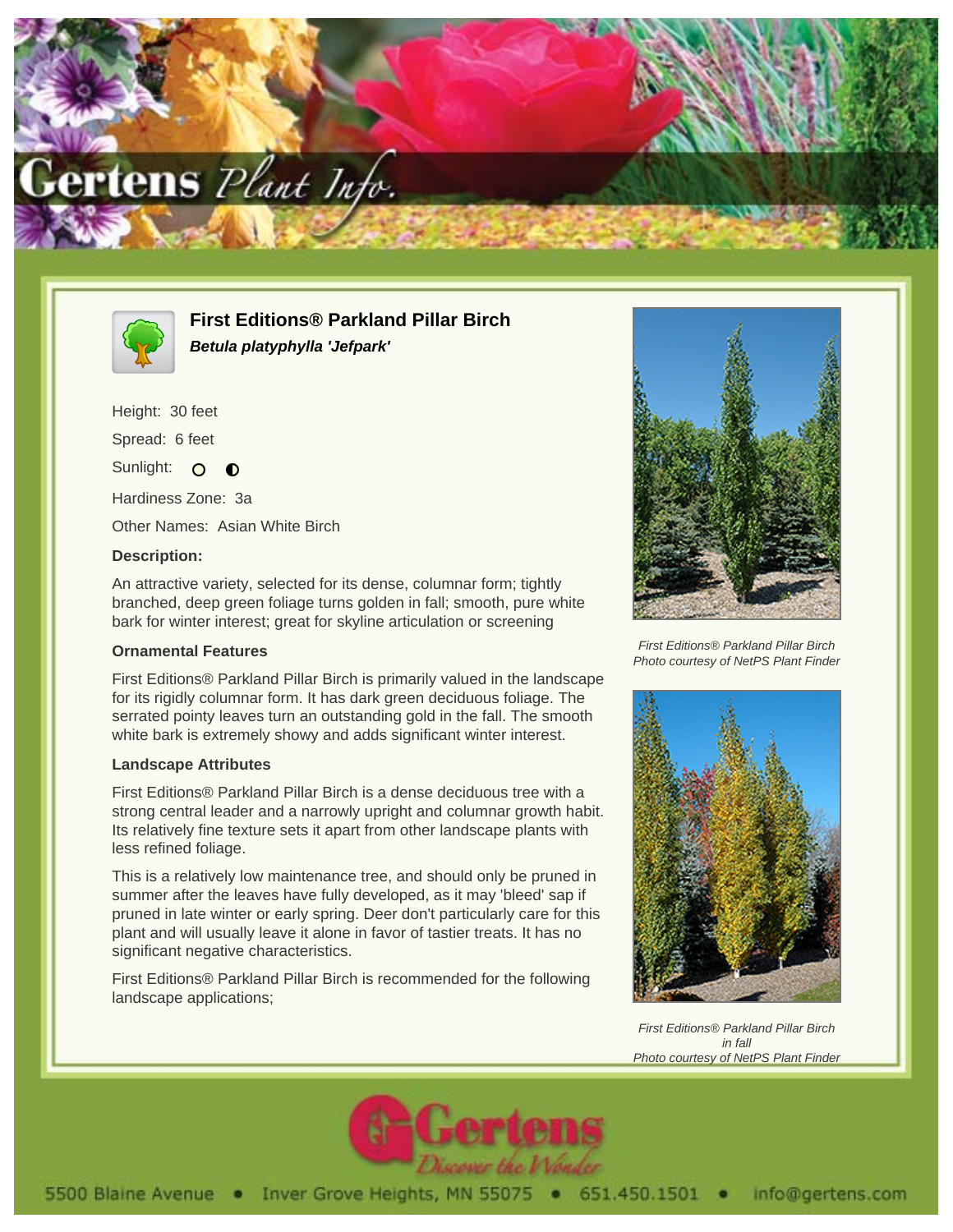# First Editions® Parkland Pillar Birch

***Betula platyphylla 'Jefpark'***

Height: 30 feet

Spread: 6 feet

Sunlight: ○ ◐

Hardiness Zone: 3a

Other Names: Asian White Birch

**Description:**

An attractive variety, selected for its dense, columnar form; tightly branched, deep green foliage turns golden in fall; smooth, pure white bark for winter interest; great for skyline articulation or screening

### Ornamental Features

First Editions® Parkland Pillar Birch is primarily valued in the landscape for its rigidly columnar form. It has dark green deciduous foliage. The serrated pointy leaves turn an outstanding gold in the fall. The smooth white bark is extremely showy and adds significant winter interest.

### Landscape Attributes

First Editions® Parkland Pillar Birch is a dense deciduous tree with a strong central leader and a narrowly upright and columnar growth habit. Its relatively fine texture sets it apart from other landscape plants with less refined foliage.

This is a relatively low maintenance tree, and should only be pruned in summer after the leaves have fully developed, as it may 'bleed' sap if pruned in late winter or early spring. Deer don't particularly care for this plant and will usually leave it alone in favor of tastier treats. It has no significant negative characteristics.

First Editions® Parkland Pillar Birch is recommended for the following landscape applications;

*First Editions® Parkland Pillar Birch*
*Photo courtesy of NetPS Plant Finder*

*First Editions® Parkland Pillar Birch in fall*
*Photo courtesy of NetPS Plant Finder*

Gertens — Discover the Wonder

5500 Blaine Avenue • Inver Grove Heights, MN 55075 • 651.450.1501 • info@gertens.com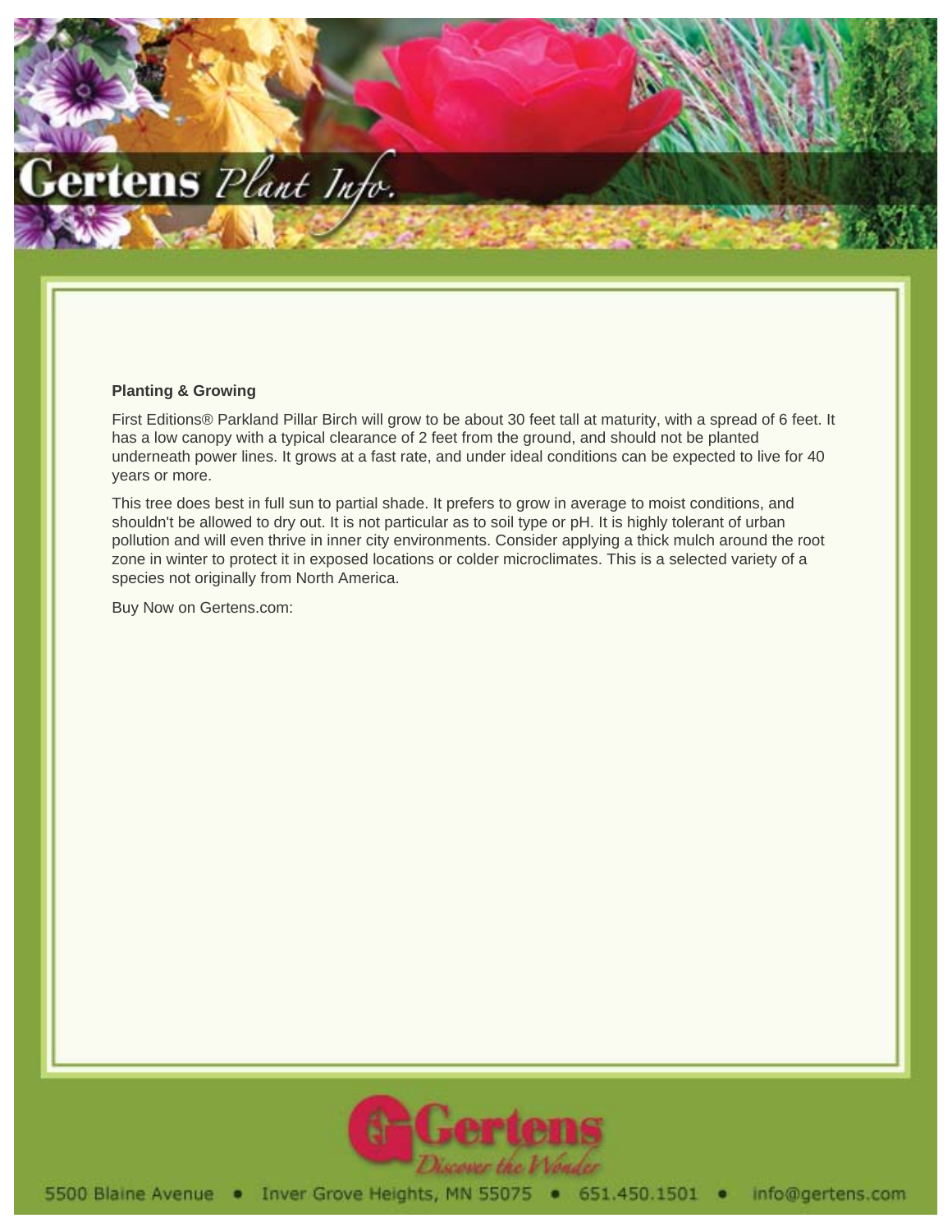### Planting & Growing

First Editions® Parkland Pillar Birch will grow to be about 30 feet tall at maturity, with a spread of 6 feet. It has a low canopy with a typical clearance of 2 feet from the ground, and should not be planted underneath power lines. It grows at a fast rate, and under ideal conditions can be expected to live for 40 years or more.

This tree does best in full sun to partial shade. It prefers to grow in average to moist conditions, and shouldn't be allowed to dry out. It is not particular as to soil type or pH. It is highly tolerant of urban pollution and will even thrive in inner city environments. Consider applying a thick mulch around the root zone in winter to protect it in exposed locations or colder microclimates. This is a selected variety of a species not originally from North America.

Buy Now on Gertens.com: